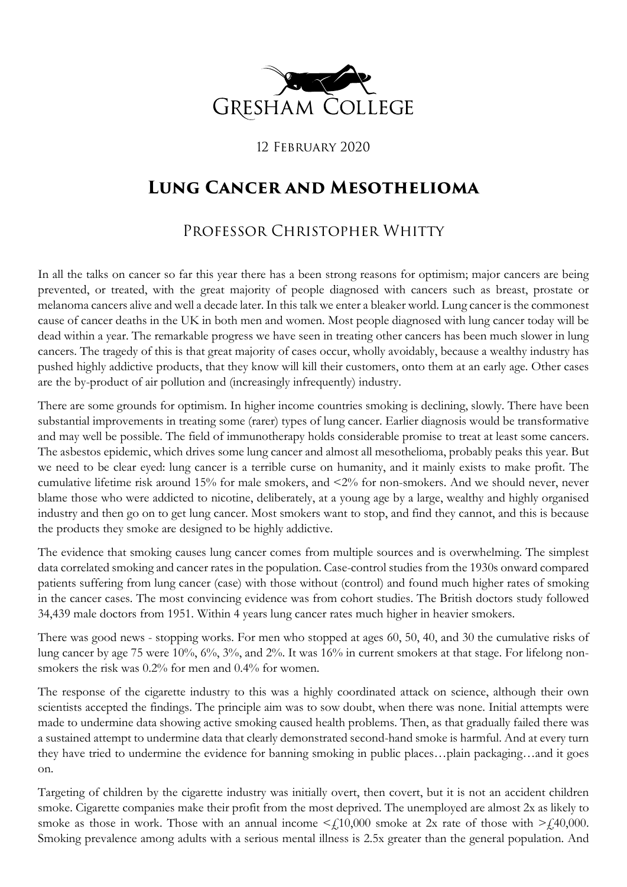Gresham College

12 February 2020

# Lung Cancer and Mesothelioma

## Professor Christopher Whitty

In all the talks on cancer so far this year there has a been strong reasons for optimism; major cancers are being prevented, or treated, with the great majority of people diagnosed with cancers such as breast, prostate or melanoma cancers alive and well a decade later. In this talk we enter a bleaker world. Lung cancer is the commonest cause of cancer deaths in the UK in both men and women. Most people diagnosed with lung cancer today will be dead within a year. The remarkable progress we have seen in treating other cancers has been much slower in lung cancers. The tragedy of this is that great majority of cases occur, wholly avoidably, because a wealthy industry has pushed highly addictive products, that they know will kill their customers, onto them at an early age. Other cases are the by-product of air pollution and (increasingly infrequently) industry.

There are some grounds for optimism. In higher income countries smoking is declining, slowly. There have been substantial improvements in treating some (rarer) types of lung cancer. Earlier diagnosis would be transformative and may well be possible. The field of immunotherapy holds considerable promise to treat at least some cancers. The asbestos epidemic, which drives some lung cancer and almost all mesothelioma, probably peaks this year. But we need to be clear eyed: lung cancer is a terrible curse on humanity, and it mainly exists to make profit. The cumulative lifetime risk around 15% for male smokers, and <2% for non-smokers. And we should never, never blame those who were addicted to nicotine, deliberately, at a young age by a large, wealthy and highly organised industry and then go on to get lung cancer. Most smokers want to stop, and find they cannot, and this is because the products they smoke are designed to be highly addictive.

The evidence that smoking causes lung cancer comes from multiple sources and is overwhelming. The simplest data correlated smoking and cancer rates in the population. Case-control studies from the 1930s onward compared patients suffering from lung cancer (case) with those without (control) and found much higher rates of smoking in the cancer cases. The most convincing evidence was from cohort studies. The British doctors study followed 34,439 male doctors from 1951. Within 4 years lung cancer rates much higher in heavier smokers.

There was good news - stopping works. For men who stopped at ages 60, 50, 40, and 30 the cumulative risks of lung cancer by age 75 were 10%, 6%, 3%, and 2%. It was 16% in current smokers at that stage. For lifelong non-smokers the risk was 0.2% for men and 0.4% for women.

The response of the cigarette industry to this was a highly coordinated attack on science, although their own scientists accepted the findings. The principle aim was to sow doubt, when there was none. Initial attempts were made to undermine data showing active smoking caused health problems. Then, as that gradually failed there was a sustained attempt to undermine data that clearly demonstrated second-hand smoke is harmful. And at every turn they have tried to undermine the evidence for banning smoking in public places…plain packaging…and it goes on.

Targeting of children by the cigarette industry was initially overt, then covert, but it is not an accident children smoke. Cigarette companies make their profit from the most deprived. The unemployed are almost 2x as likely to smoke as those in work. Those with an annual income <£10,000 smoke at 2x rate of those with >£40,000. Smoking prevalence among adults with a serious mental illness is 2.5x greater than the general population. And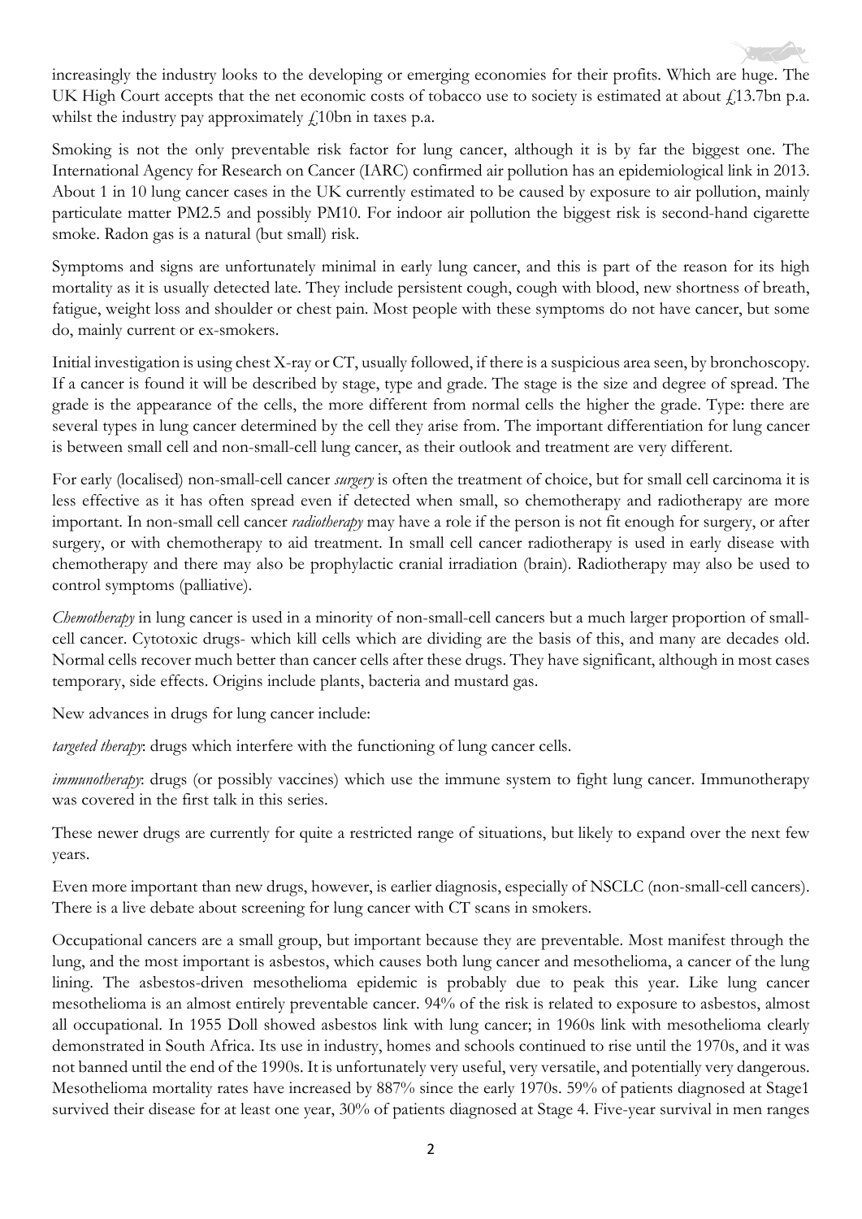increasingly the industry looks to the developing or emerging economies for their profits. Which are huge. The UK High Court accepts that the net economic costs of tobacco use to society is estimated at about £13.7bn p.a. whilst the industry pay approximately £10bn in taxes p.a.

Smoking is not the only preventable risk factor for lung cancer, although it is by far the biggest one. The International Agency for Research on Cancer (IARC) confirmed air pollution has an epidemiological link in 2013. About 1 in 10 lung cancer cases in the UK currently estimated to be caused by exposure to air pollution, mainly particulate matter PM2.5 and possibly PM10. For indoor air pollution the biggest risk is second-hand cigarette smoke. Radon gas is a natural (but small) risk.

Symptoms and signs are unfortunately minimal in early lung cancer, and this is part of the reason for its high mortality as it is usually detected late. They include persistent cough, cough with blood, new shortness of breath, fatigue, weight loss and shoulder or chest pain. Most people with these symptoms do not have cancer, but some do, mainly current or ex-smokers.

Initial investigation is using chest X-ray or CT, usually followed, if there is a suspicious area seen, by bronchoscopy. If a cancer is found it will be described by stage, type and grade. The stage is the size and degree of spread. The grade is the appearance of the cells, the more different from normal cells the higher the grade. Type: there are several types in lung cancer determined by the cell they arise from. The important differentiation for lung cancer is between small cell and non-small-cell lung cancer, as their outlook and treatment are very different.

For early (localised) non-small-cell cancer *surgery* is often the treatment of choice, but for small cell carcinoma it is less effective as it has often spread even if detected when small, so chemotherapy and radiotherapy are more important. In non-small cell cancer *radiotherapy* may have a role if the person is not fit enough for surgery, or after surgery, or with chemotherapy to aid treatment. In small cell cancer radiotherapy is used in early disease with chemotherapy and there may also be prophylactic cranial irradiation (brain). Radiotherapy may also be used to control symptoms (palliative).

*Chemotherapy* in lung cancer is used in a minority of non-small-cell cancers but a much larger proportion of small-cell cancer. Cytotoxic drugs- which kill cells which are dividing are the basis of this, and many are decades old. Normal cells recover much better than cancer cells after these drugs. They have significant, although in most cases temporary, side effects. Origins include plants, bacteria and mustard gas.

New advances in drugs for lung cancer include:

*targeted therapy*: drugs which interfere with the functioning of lung cancer cells.

*immunotherapy*: drugs (or possibly vaccines) which use the immune system to fight lung cancer. Immunotherapy was covered in the first talk in this series.

These newer drugs are currently for quite a restricted range of situations, but likely to expand over the next few years.

Even more important than new drugs, however, is earlier diagnosis, especially of NSCLC (non-small-cell cancers). There is a live debate about screening for lung cancer with CT scans in smokers.

Occupational cancers are a small group, but important because they are preventable. Most manifest through the lung, and the most important is asbestos, which causes both lung cancer and mesothelioma, a cancer of the lung lining. The asbestos-driven mesothelioma epidemic is probably due to peak this year. Like lung cancer mesothelioma is an almost entirely preventable cancer. 94% of the risk is related to exposure to asbestos, almost all occupational. In 1955 Doll showed asbestos link with lung cancer; in 1960s link with mesothelioma clearly demonstrated in South Africa. Its use in industry, homes and schools continued to rise until the 1970s, and it was not banned until the end of the 1990s. It is unfortunately very useful, very versatile, and potentially very dangerous. Mesothelioma mortality rates have increased by 887% since the early 1970s. 59% of patients diagnosed at Stage1 survived their disease for at least one year, 30% of patients diagnosed at Stage 4. Five-year survival in men ranges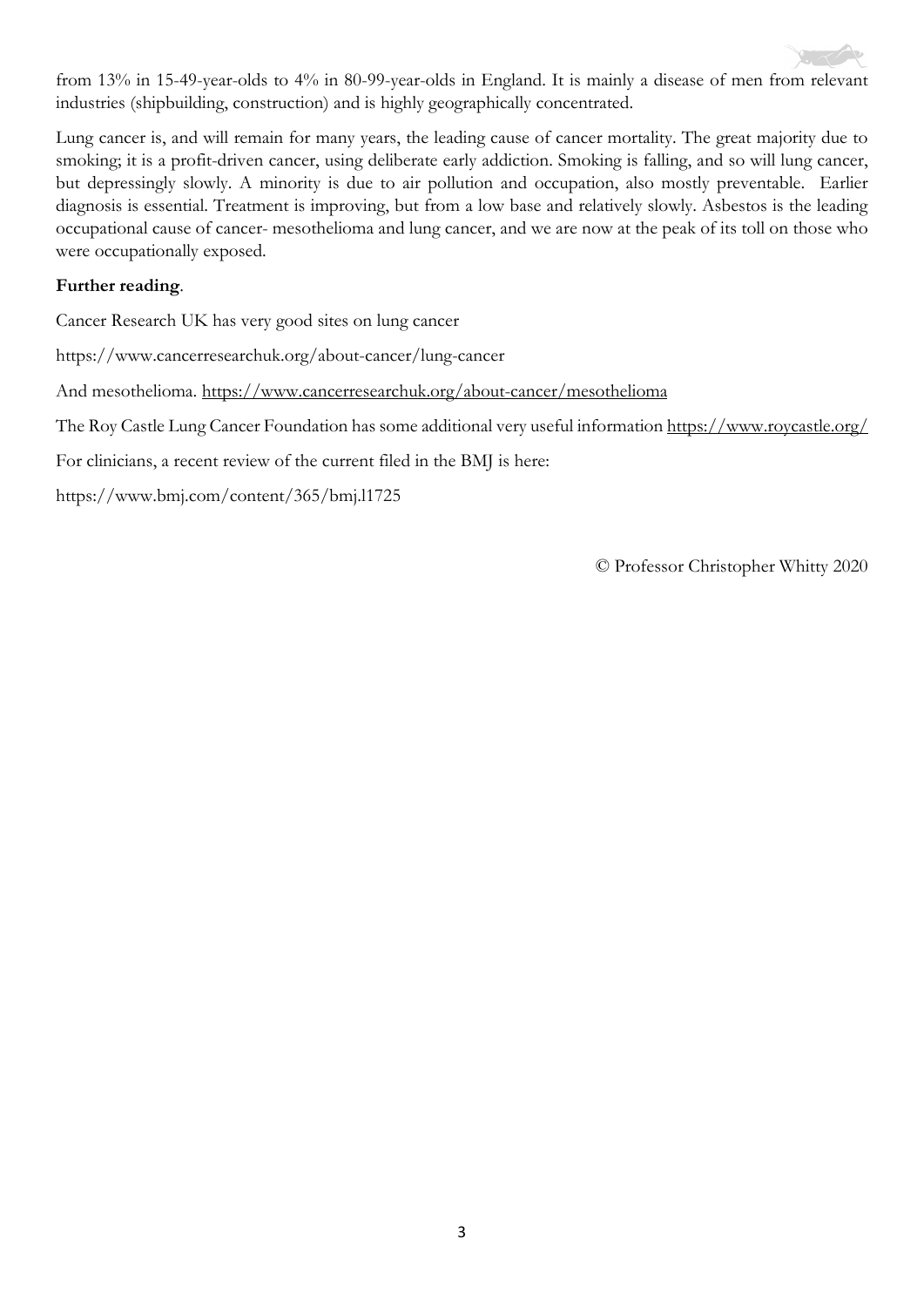from 13% in 15-49-year-olds to 4% in 80-99-year-olds in England. It is mainly a disease of men from relevant industries (shipbuilding, construction) and is highly geographically concentrated.

Lung cancer is, and will remain for many years, the leading cause of cancer mortality. The great majority due to smoking; it is a profit-driven cancer, using deliberate early addiction. Smoking is falling, and so will lung cancer, but depressingly slowly. A minority is due to air pollution and occupation, also mostly preventable. Earlier diagnosis is essential. Treatment is improving, but from a low base and relatively slowly. Asbestos is the leading occupational cause of cancer- mesothelioma and lung cancer, and we are now at the peak of its toll on those who were occupationally exposed.

**Further reading**.

Cancer Research UK has very good sites on lung cancer

https://www.cancerresearchuk.org/about-cancer/lung-cancer

And mesothelioma. https://www.cancerresearchuk.org/about-cancer/mesothelioma

The Roy Castle Lung Cancer Foundation has some additional very useful information https://www.roycastle.org/

For clinicians, a recent review of the current filed in the BMJ is here:

https://www.bmj.com/content/365/bmj.l1725

© Professor Christopher Whitty 2020